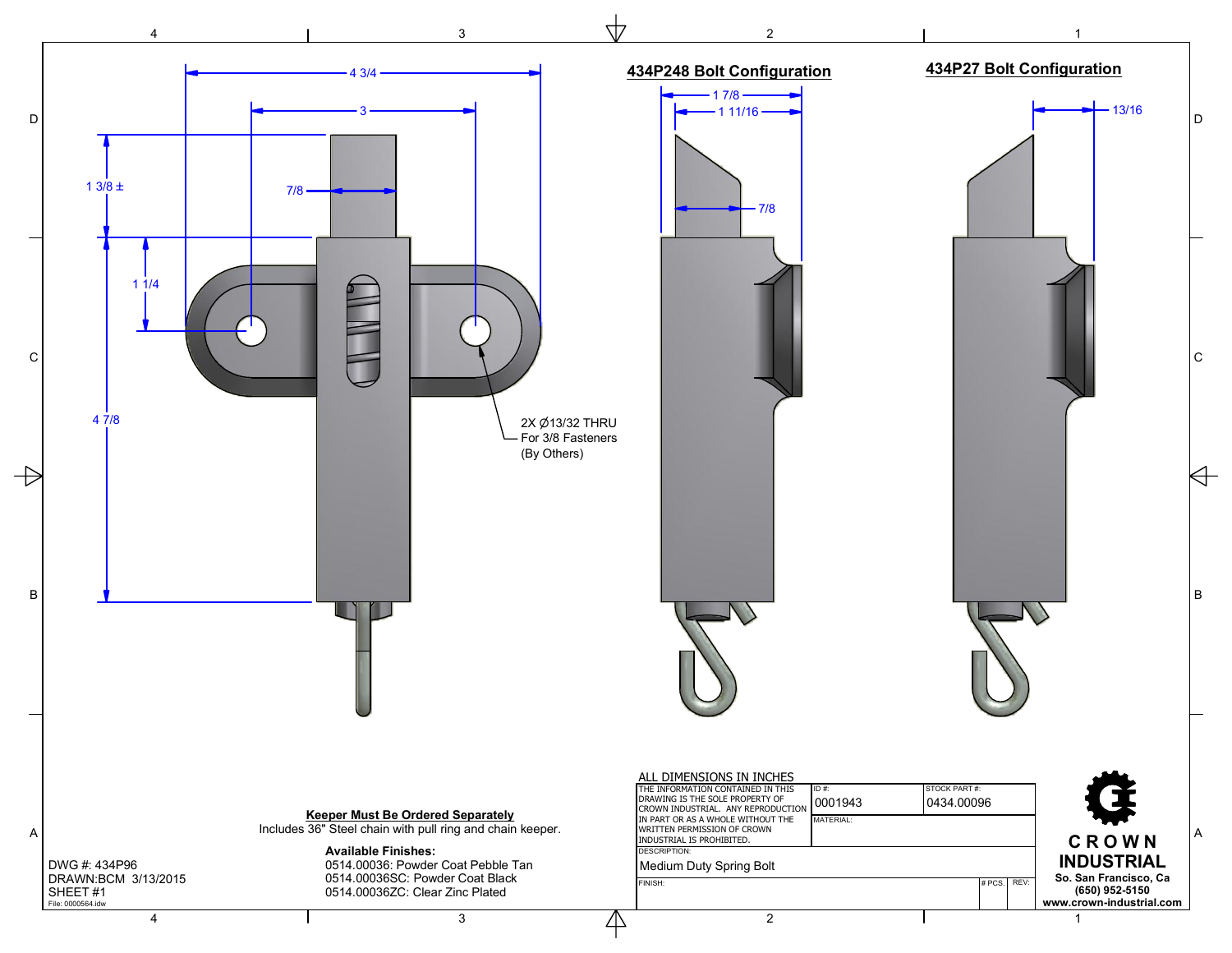## 434P248 Bolt Configuration

## 434P27 Bolt Configuration

4 3/4

3

7/8

1 3/8 ±

1 1/4

4 7/8

2X Ø13/32 THRU
For 3/8 Fasteners
(By Others)

1 7/8

1 11/16

7/8

13/16

**Keeper Must Be Ordered Separately**
Includes 36" Steel chain with pull ring and chain keeper.

**Available Finishes:**
0514.00036: Powder Coat Pebble Tan
0514.00036SC: Powder Coat Black
0514.00036ZC: Clear Zinc Plated

DWG #: 434P96
DRAWN:BCM 3/13/2015
SHEET #1
File: 0000564.idw

ALL DIMENSIONS IN INCHES

| THE INFORMATION CONTAINED IN THIS DRAWING IS THE SOLE PROPERTY OF CROWN INDUSTRIAL. ANY REPRODUCTION IN PART OR AS A WHOLE WITHOUT THE WRITTEN PERMISSION OF CROWN INDUSTRIAL IS PROHIBITED. | ID #: 0001943 | STOCK PART #: 0434.00096 | |
|---|---|---|---|
| | MATERIAL: | | |
| DESCRIPTION: Medium Duty Spring Bolt | | | |
| FINISH: | | # PCS. | REV: |

**CROWN INDUSTRIAL**
**So. San Francisco, Ca**
**(650) 952-5150**
**www.crown-industrial.com**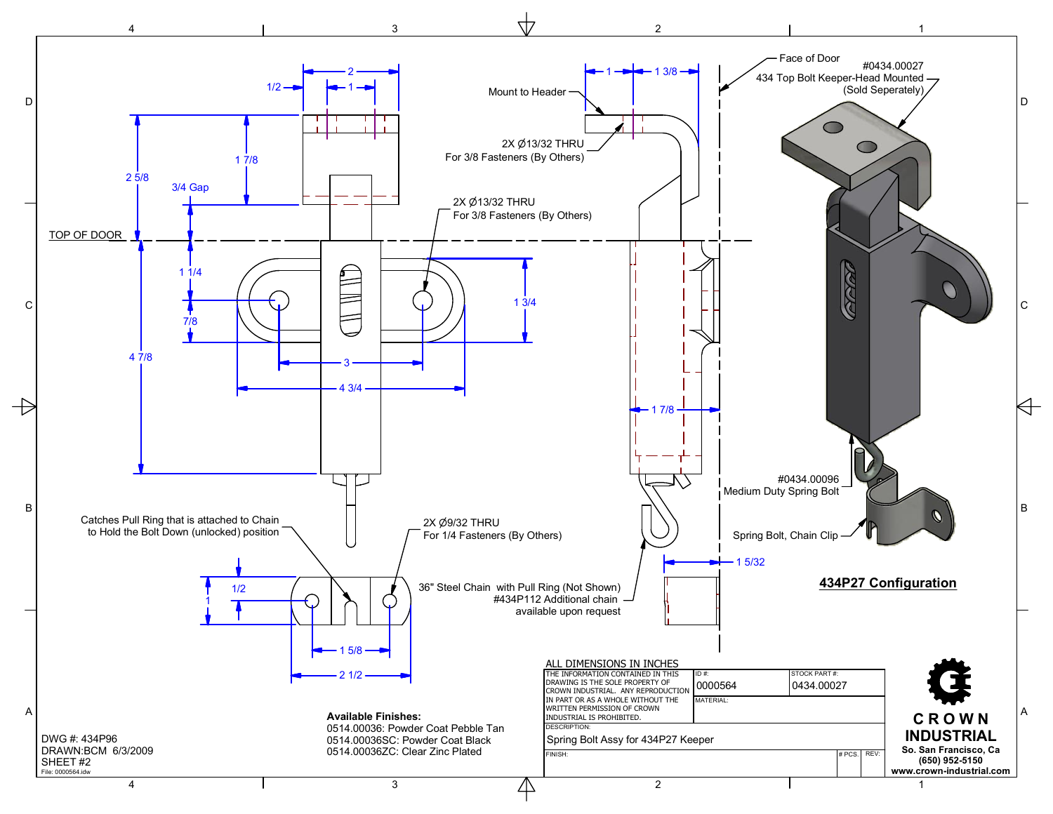## 434P27 Configuration

Face of Door

#0434.00027
434 Top Bolt Keeper-Head Mounted
(Sold Seperately)

Mount to Header

2X Ø13/32 THRU
For 3/8 Fasteners (By Others)

2X Ø13/32 THRU
For 3/8 Fasteners (By Others)

TOP OF DOOR

3/4 Gap

#0434.00096
Medium Duty Spring Bolt

Spring Bolt, Chain Clip

Catches Pull Ring that is attached to Chain to Hold the Bolt Down (unlocked) position

2X Ø9/32 THRU
For 1/4 Fasteners (By Others)

36" Steel Chain with Pull Ring (Not Shown)
#434P112 Additional chain available upon request

Dimensions: 2, 1/2, 1, 1 7/8, 2 5/8, 1 1/4, 7/8, 4 7/8, 3, 4 3/4, 1 3/4, 1, 1 3/8, 1 7/8, 1 5/32, 1/2, 1, 1 5/8, 2 1/2

**Available Finishes:**
0514.00036: Powder Coat Pebble Tan
0514.00036SC: Powder Coat Black
0514.00036ZC: Clear Zinc Plated

ALL DIMENSIONS IN INCHES

| THE INFORMATION CONTAINED IN THIS DRAWING IS THE SOLE PROPERTY OF CROWN INDUSTRIAL. ANY REPRODUCTION IN PART OR AS A WHOLE WITHOUT THE WRITTEN PERMISSION OF CROWN INDUSTRIAL IS PROHIBITED. | ID #: 0000564 | STOCK PART #: 0434.00027 |
|---|---|---|
| | MATERIAL: | |
| DESCRIPTION: Spring Bolt Assy for 434P27 Keeper | | |
| FINISH: | # PCS. | REV: |

**CROWN INDUSTRIAL**
So. San Francisco, Ca
(650) 952-5150
www.crown-industrial.com

DWG #: 434P96
DRAWN:BCM 6/3/2009
SHEET #2
File: 0000564.idw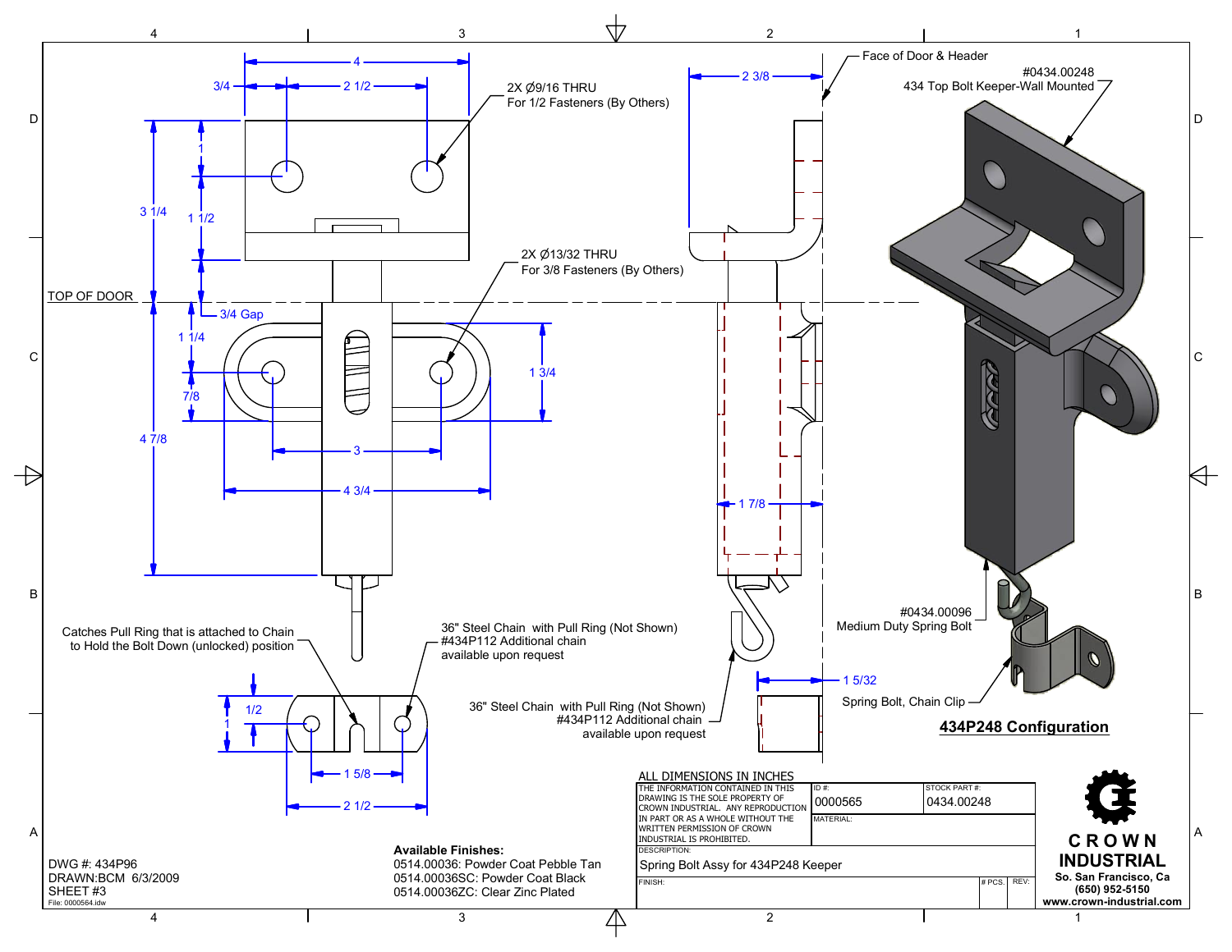2X Ø9/16 THRU
For 1/2 Fasteners (By Others)

2X Ø13/32 THRU
For 3/8 Fasteners (By Others)

TOP OF DOOR

3/4 Gap

4
3/4
2 1/2
1
1 1/2
3 1/4
1 1/4
7/8
4 7/8
1 3/4
3
4 3/4
2 3/8
1 7/8
1 5/32
1/2
1
1 5/8
2 1/2

Face of Door & Header

#0434.00248
434 Top Bolt Keeper-Wall Mounted

#0434.00096
Medium Duty Spring Bolt

Spring Bolt, Chain Clip

**434P248 Configuration**

Catches Pull Ring that is attached to Chain to Hold the Bolt Down (unlocked) position

36" Steel Chain with Pull Ring (Not Shown)
#434P112 Additional chain
available upon request

36" Steel Chain with Pull Ring (Not Shown)
#434P112 Additional chain
available upon request

ALL DIMENSIONS IN INCHES

| | | |
|---|---|---|
| THE INFORMATION CONTAINED IN THIS DRAWING IS THE SOLE PROPERTY OF CROWN INDUSTRIAL. ANY REPRODUCTION IN PART OR AS A WHOLE WITHOUT THE WRITTEN PERMISSION OF CROWN INDUSTRIAL IS PROHIBITED. | ID #: 0000565 | STOCK PART #: 0434.00248 |
| | MATERIAL: | |
| DESCRIPTION: Spring Bolt Assy for 434P248 Keeper | | |
| FINISH: | # PCS. | REV: |

**CROWN INDUSTRIAL**
So. San Francisco, Ca
(650) 952-5150
www.crown-industrial.com

**Available Finishes:**
0514.00036: Powder Coat Pebble Tan
0514.00036SC: Powder Coat Black
0514.00036ZC: Clear Zinc Plated

DWG #: 434P96
DRAWN:BCM 6/3/2009
SHEET #3
File: 0000564.idw